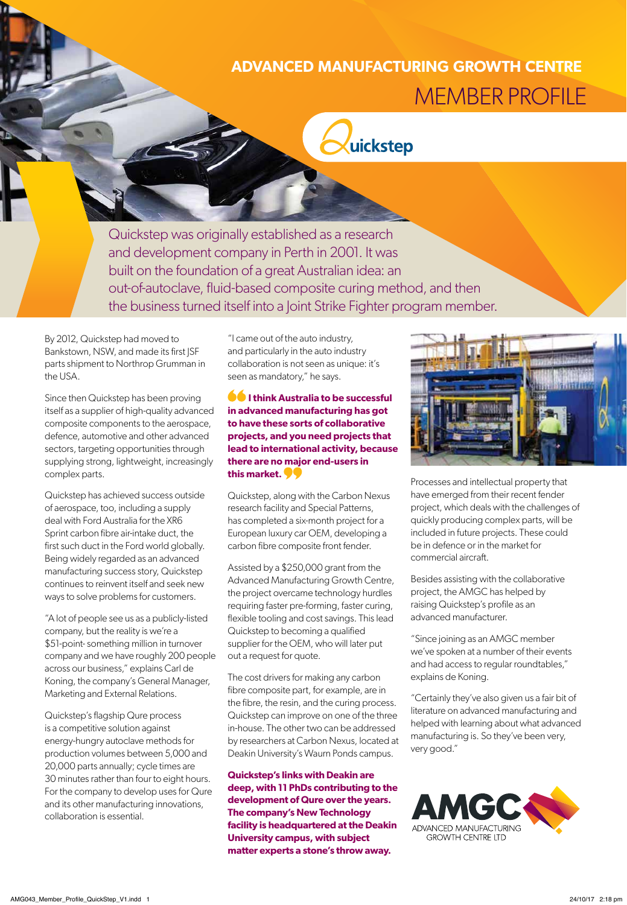# ADVANCED MANUFACTURING GROWTH CENTRE

## MEMBER PROFILE

Quickstep

Quickstep was originally established as a research and development company in Perth in 2001. It was built on the foundation of a great Australian idea: an out-of-autoclave, fluid-based composite curing method, and then the business turned itself into a Joint Strike Fighter program member.

By 2012, Quickstep had moved to Bankstown, NSW, and made its first JSF parts shipment to Northrop Grumman in the USA.

Since then Quickstep has been proving itself as a supplier of high-quality advanced composite components to the aerospace, defence, automotive and other advanced sectors, targeting opportunities through supplying strong, lightweight, increasingly complex parts.

Quickstep has achieved success outside of aerospace, too, including a supply deal with Ford Australia for the XR6 Sprint carbon fibre air-intake duct, the first such duct in the Ford world globally. Being widely regarded as an advanced manufacturing success story, Quickstep continues to reinvent itself and seek new ways to solve problems for customers.

"A lot of people see us as a publicly-listed company, but the reality is we're a $51-point- something million in turnover company and we have roughly 200 people across our business," explains Carl de Koning, the company's General Manager, Marketing and External Relations.

Quickstep's flagship Qure process is a competitive solution against energy-hungry autoclave methods for production volumes between 5,000 and 20,000 parts annually; cycle times are 30 minutes rather than four to eight hours. For the company to develop uses for Qure and its other manufacturing innovations, collaboration is essential.

"I came out of the auto industry, and particularly in the auto industry collaboration is not seen as unique: it's seen as mandatory," he says.

**"I think Australia to be successful in advanced manufacturing has got to have these sorts of collaborative projects, and you need projects that lead to international activity, because there are no major end-users in this market."**

Quickstep, along with the Carbon Nexus research facility and Special Patterns, has completed a six-month project for a European luxury car OEM, developing a carbon fibre composite front fender.

Assisted by a $250,000 grant from the Advanced Manufacturing Growth Centre, the project overcame technology hurdles requiring faster pre-forming, faster curing, flexible tooling and cost savings. This lead Quickstep to becoming a qualified supplier for the OEM, who will later put out a request for quote.

The cost drivers for making any carbon fibre composite part, for example, are in the fibre, the resin, and the curing process. Quickstep can improve on one of the three in-house. The other two can be addressed by researchers at Carbon Nexus, located at Deakin University's Waurn Ponds campus.

**Quickstep's links with Deakin are deep, with 11 PhDs contributing to the development of Qure over the years. The company's New Technology facility is headquartered at the Deakin University campus, with subject matter experts a stone's throw away.**

Processes and intellectual property that have emerged from their recent fender project, which deals with the challenges of quickly producing complex parts, will be included in future projects. These could be in defence or in the market for commercial aircraft.

Besides assisting with the collaborative project, the AMGC has helped by raising Quickstep's profile as an advanced manufacturer.

"Since joining as an AMGC member we've spoken at a number of their events and had access to regular roundtables," explains de Koning.

"Certainly they've also given us a fair bit of literature on advanced manufacturing and helped with learning about what advanced manufacturing is. So they've been very, very good."

AMGC ADVANCED MANUFACTURING GROWTH CENTRE LTD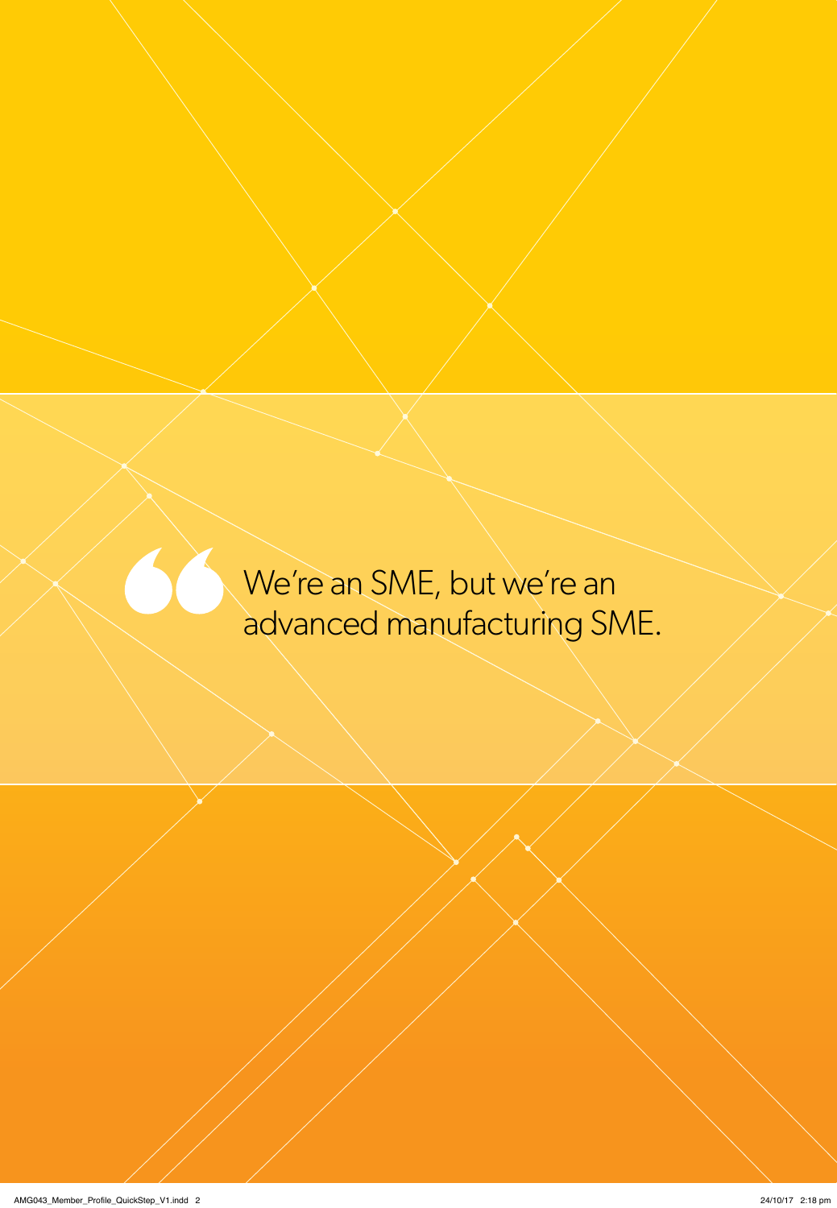> We're an SME, but we're an advanced manufacturing SME.